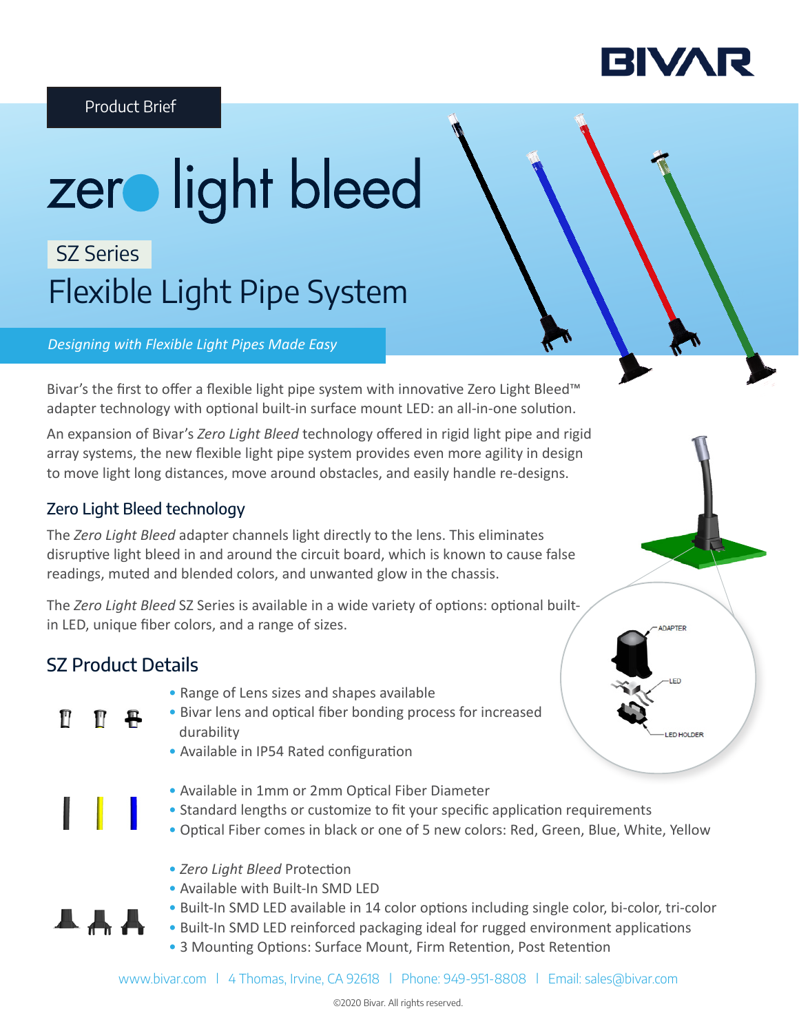Product Brief

# zero light bleed

## SZ Series

# Flexible Light Pipe System

*Designing with Flexible Light Pipes Made Easy*

Bivar's the first to offer a flexible light pipe system with innovative Zero Light Bleed™ adapter technology with optional built-in surface mount LED: an all-in-one solution.

An expansion of Bivar's *Zero Light Bleed* technology offered in rigid light pipe and rigid array systems, the new flexible light pipe system provides even more agility in design to move light long distances, move around obstacles, and easily handle re-designs.

## Zero Light Bleed technology

The *Zero Light Bleed* adapter channels light directly to the lens. This eliminates disruptive light bleed in and around the circuit board, which is known to cause false readings, muted and blended colors, and unwanted glow in the chassis.

The *Zero Light Bleed* SZ Series is available in a wide variety of options: optional built-in LED, unique fiber colors, and a range of sizes.

ADAPTER
LED
LED HOLDER

## SZ Product Details

- Range of Lens sizes and shapes available
- Bivar lens and optical fiber bonding process for increased durability
- Available in IP54 Rated configuration

- Available in 1mm or 2mm Optical Fiber Diameter
- Standard lengths or customize to fit your specific application requirements
- Optical Fiber comes in black or one of 5 new colors: Red, Green, Blue, White, Yellow

- *Zero Light Bleed* Protection
- Available with Built-In SMD LED
- Built-In SMD LED available in 14 color options including single color, bi-color, tri-color
- Built-In SMD LED reinforced packaging ideal for rugged environment applications
- 3 Mounting Options: Surface Mount, Firm Retention, Post Retention

www.bivar.com | 4 Thomas, Irvine, CA 92618 | Phone: 949-951-8808 | Email: sales@bivar.com

©2020 Bivar. All rights reserved.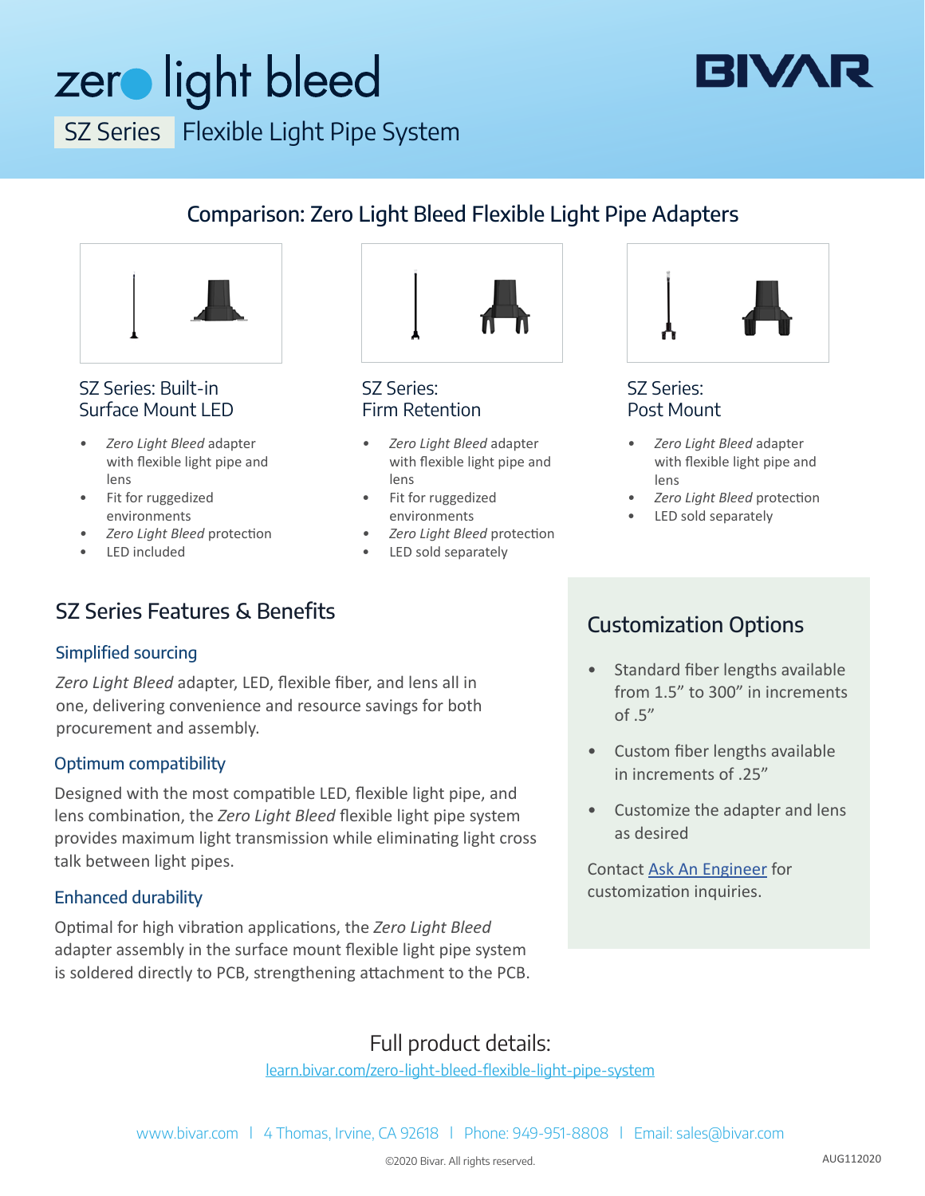# zero light bleed

BIVAR

## SZ Series Flexible Light Pipe System

## Comparison: Zero Light Bleed Flexible Light Pipe Adapters

### SZ Series: Built-in Surface Mount LED

- *Zero Light Bleed* adapter with flexible light pipe and lens
- Fit for ruggedized environments
- *Zero Light Bleed* protection
- LED included

### SZ Series: Firm Retention

- *Zero Light Bleed* adapter with flexible light pipe and lens
- Fit for ruggedized environments
- *Zero Light Bleed* protection
- LED sold separately

### SZ Series: Post Mount

- *Zero Light Bleed* adapter with flexible light pipe and lens
- *Zero Light Bleed* protection
- LED sold separately

## SZ Series Features & Benefits

### Simplified sourcing

*Zero Light Bleed* adapter, LED, flexible fiber, and lens all in one, delivering convenience and resource savings for both procurement and assembly.

### Optimum compatibility

Designed with the most compatible LED, flexible light pipe, and lens combination, the *Zero Light Bleed* flexible light pipe system provides maximum light transmission while eliminating light cross talk between light pipes.

### Enhanced durability

Optimal for high vibration applications, the *Zero Light Bleed* adapter assembly in the surface mount flexible light pipe system is soldered directly to PCB, strengthening attachment to the PCB.

## Customization Options

- Standard fiber lengths available from 1.5" to 300" in increments of .5"
- Custom fiber lengths available in increments of .25"
- Customize the adapter and lens as desired

Contact Ask An Engineer for customization inquiries.

## Full product details:

learn.bivar.com/zero-light-bleed-flexible-light-pipe-system

www.bivar.com | 4 Thomas, Irvine, CA 92618 | Phone: 949-951-8808 | Email: sales@bivar.com

©2020 Bivar. All rights reserved.

AUG112020